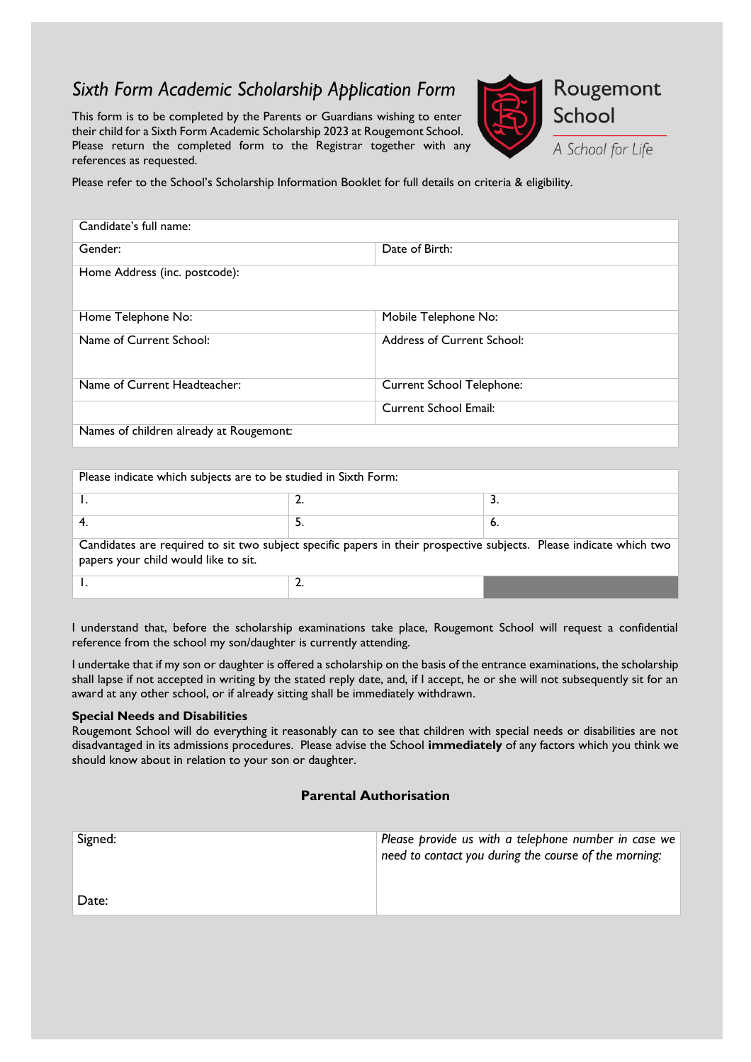# *Sixth Form Academic Scholarship Application Form*

Rougemont School

*A School for Life*

This form is to be completed by the Parents or Guardians wishing to enter their child for a Sixth Form Academic Scholarship 2023 at Rougemont School. Please return the completed form to the Registrar together with any references as requested.

Please refer to the School's Scholarship Information Booklet for full details on criteria & eligibility.

| Candidate's full name: | |
|---|---|
| Gender: | Date of Birth: |
| Home Address (inc. postcode): | |
| Home Telephone No: | Mobile Telephone No: |
| Name of Current School: | Address of Current School: |
| Name of Current Headteacher: | Current School Telephone: |
| | Current School Email: |
| Names of children already at Rougemont: | |

| Please indicate which subjects are to be studied in Sixth Form: | | |
|---|---|---|
| 1. | 2. | 3. |
| 4. | 5. | 6. |
| Candidates are required to sit two subject specific papers in their prospective subjects. Please indicate which two papers your child would like to sit. | | |
| 1. | 2. | |

I understand that, before the scholarship examinations take place, Rougemont School will request a confidential reference from the school my son/daughter is currently attending.

I undertake that if my son or daughter is offered a scholarship on the basis of the entrance examinations, the scholarship shall lapse if not accepted in writing by the stated reply date, and, if I accept, he or she will not subsequently sit for an award at any other school, or if already sitting shall be immediately withdrawn.

**Special Needs and Disabilities**

Rougemont School will do everything it reasonably can to see that children with special needs or disabilities are not disadvantaged in its admissions procedures. Please advise the School **immediately** of any factors which you think we should know about in relation to your son or daughter.

## Parental Authorisation

| Signed: | *Please provide us with a telephone number in case we need to contact you during the course of the morning:* |
|---|---|
| Date: | |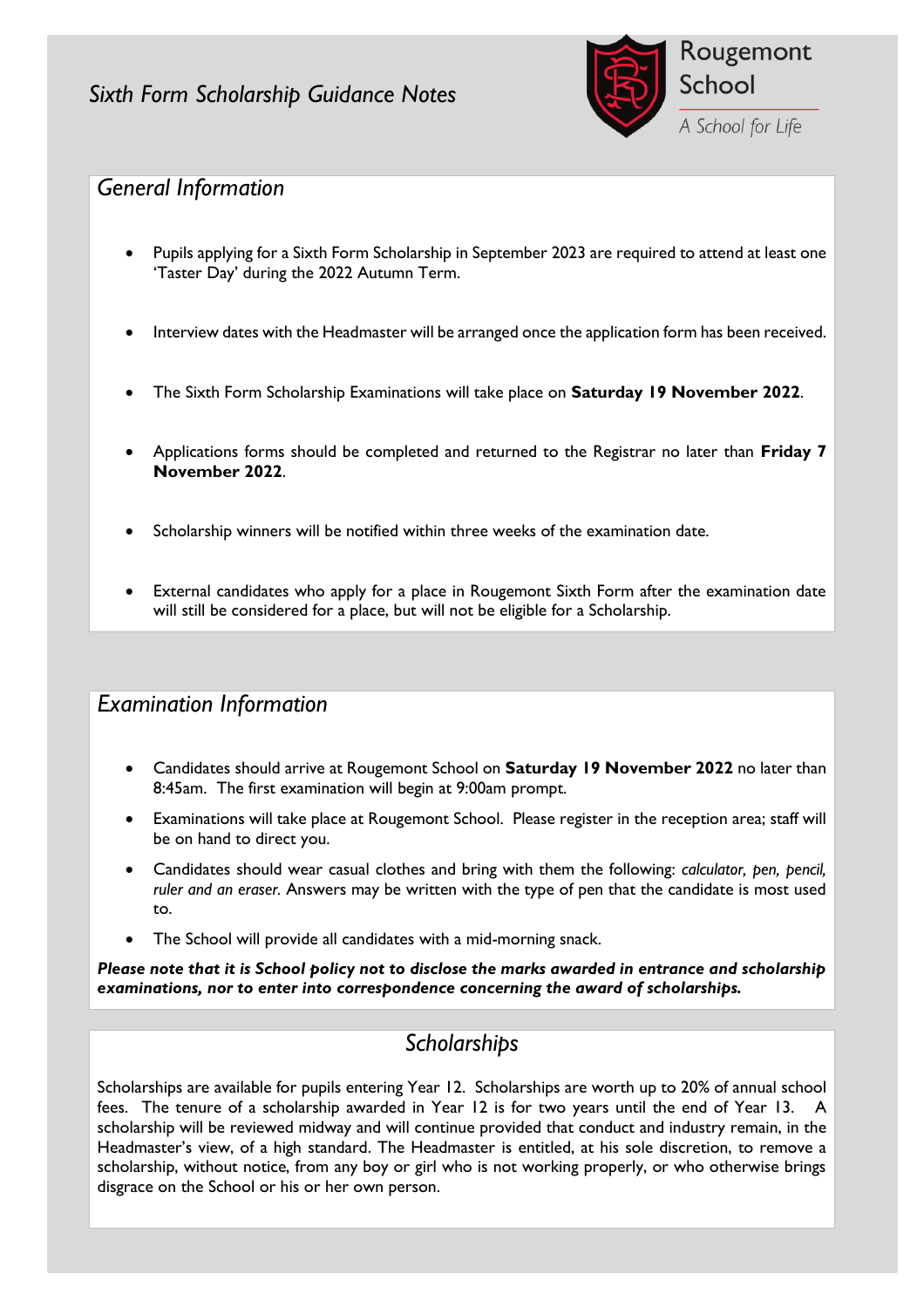# Sixth Form Scholarship Guidance Notes

Rougemont School

*A School for Life*

## General Information

- Pupils applying for a Sixth Form Scholarship in September 2023 are required to attend at least one 'Taster Day' during the 2022 Autumn Term.
- Interview dates with the Headmaster will be arranged once the application form has been received.
- The Sixth Form Scholarship Examinations will take place on **Saturday 19 November 2022**.
- Applications forms should be completed and returned to the Registrar no later than **Friday 7 November 2022**.
- Scholarship winners will be notified within three weeks of the examination date.
- External candidates who apply for a place in Rougemont Sixth Form after the examination date will still be considered for a place, but will not be eligible for a Scholarship.

## Examination Information

- Candidates should arrive at Rougemont School on **Saturday 19 November 2022** no later than 8:45am. The first examination will begin at 9:00am prompt.
- Examinations will take place at Rougemont School. Please register in the reception area; staff will be on hand to direct you.
- Candidates should wear casual clothes and bring with them the following: *calculator, pen, pencil, ruler and an eraser.* Answers may be written with the type of pen that the candidate is most used to.
- The School will provide all candidates with a mid-morning snack.

***Please note that it is School policy not to disclose the marks awarded in entrance and scholarship examinations, nor to enter into correspondence concerning the award of scholarships.***

## Scholarships

Scholarships are available for pupils entering Year 12. Scholarships are worth up to 20% of annual school fees. The tenure of a scholarship awarded in Year 12 is for two years until the end of Year 13. A scholarship will be reviewed midway and will continue provided that conduct and industry remain, in the Headmaster's view, of a high standard. The Headmaster is entitled, at his sole discretion, to remove a scholarship, without notice, from any boy or girl who is not working properly, or who otherwise brings disgrace on the School or his or her own person.